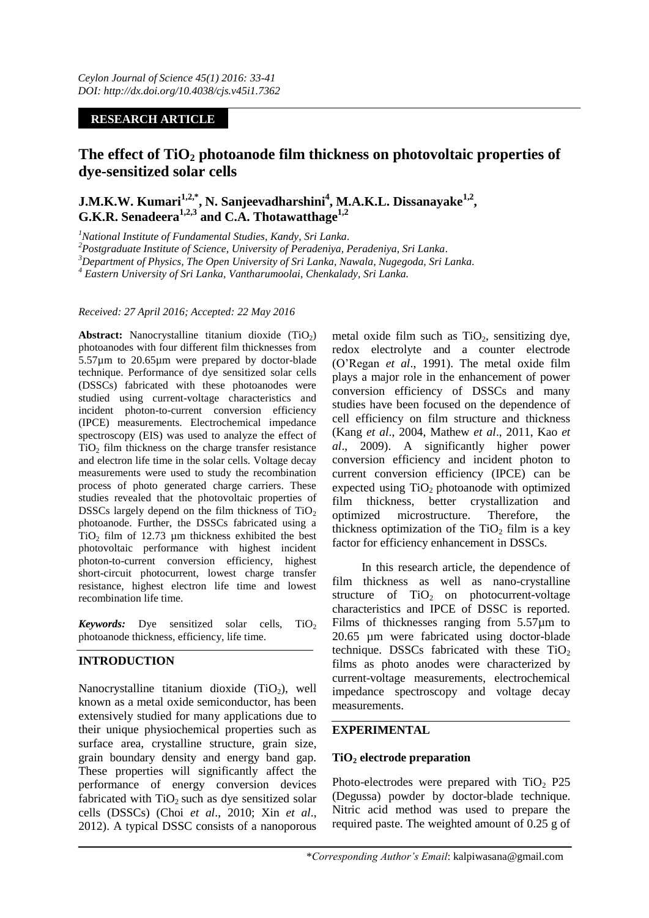**RESEARCH ARTICLE**

# The effect of $TiO_2$ photoanode film thickness on photovoltaic properties of dye-sensitized solar cells

**J.M.K.W. Kumari[1,2,*], N. Sanjeevadharshini[4], M.A.K.L. Dissanayake[1,2], G.K.R. Senadeera[1,2,3] and C.A. Thotawatthage[1,2]**

[1]*National Institute of Fundamental Studies, Kandy, Sri Lanka.*
[2]*Postgraduate Institute of Science, University of Peradeniya, Peradeniya, Sri Lanka.*
[3]*Department of Physics, The Open University of Sri Lanka, Nawala, Nugegoda, Sri Lanka.*
[4] *Eastern University of Sri Lanka, Vantharumoolai, Chenkalady, Sri Lanka.*

*Received: 27 April 2016; Accepted: 22 May 2016*

**Abstract:** Nanocrystalline titanium dioxide ($TiO_2$) photoanodes with four different film thicknesses from 5.57μm to 20.65μm were prepared by doctor-blade technique. Performance of dye sensitized solar cells (DSSCs) fabricated with these photoanodes were studied using current-voltage characteristics and incident photon-to-current conversion efficiency (IPCE) measurements. Electrochemical impedance spectroscopy (EIS) was used to analyze the effect of $TiO_2$ film thickness on the charge transfer resistance and electron life time in the solar cells. Voltage decay measurements were used to study the recombination process of photo generated charge carriers. These studies revealed that the photovoltaic properties of DSSCs largely depend on the film thickness of $TiO_2$ photoanode. Further, the DSSCs fabricated using a $TiO_2$ film of 12.73 μm thickness exhibited the best photovoltaic performance with highest incident photon-to-current conversion efficiency, highest short-circuit photocurrent, lowest charge transfer resistance, highest electron life time and lowest recombination life time.

***Keywords:*** Dye sensitized solar cells, $TiO_2$ photoanode thickness, efficiency, life time.

## INTRODUCTION

Nanocrystalline titanium dioxide ($TiO_2$), well known as a metal oxide semiconductor, has been extensively studied for many applications due to their unique physiochemical properties such as surface area, crystalline structure, grain size, grain boundary density and energy band gap. These properties will significantly affect the performance of energy conversion devices fabricated with $TiO_2$ such as dye sensitized solar cells (DSSCs) (Choi *et al*., 2010; Xin *et al*., 2012). A typical DSSC consists of a nanoporous metal oxide film such as $TiO_2$, sensitizing dye, redox electrolyte and a counter electrode (O'Regan *et al*., 1991). The metal oxide film plays a major role in the enhancement of power conversion efficiency of DSSCs and many studies have been focused on the dependence of cell efficiency on film structure and thickness (Kang *et al*., 2004, Mathew *et al*., 2011, Kao *et al*., 2009). A significantly higher power conversion efficiency and incident photon to current conversion efficiency (IPCE) can be expected using $TiO_2$ photoanode with optimized film thickness, better crystallization and optimized microstructure. Therefore, the thickness optimization of the $TiO_2$ film is a key factor for efficiency enhancement in DSSCs.

In this research article, the dependence of film thickness as well as nano-crystalline structure of $TiO_2$ on photocurrent-voltage characteristics and IPCE of DSSC is reported. Films of thicknesses ranging from 5.57μm to 20.65 μm were fabricated using doctor-blade technique. DSSCs fabricated with these $TiO_2$ films as photo anodes were characterized by current-voltage measurements, electrochemical impedance spectroscopy and voltage decay measurements.

## EXPERIMENTAL

### $TiO_2$ electrode preparation

Photo-electrodes were prepared with $TiO_2$ P25 (Degussa) powder by doctor-blade technique. Nitric acid method was used to prepare the required paste. The weighted amount of 0.25 g of

\**Corresponding Author's Email*: kalpiwasana@gmail.com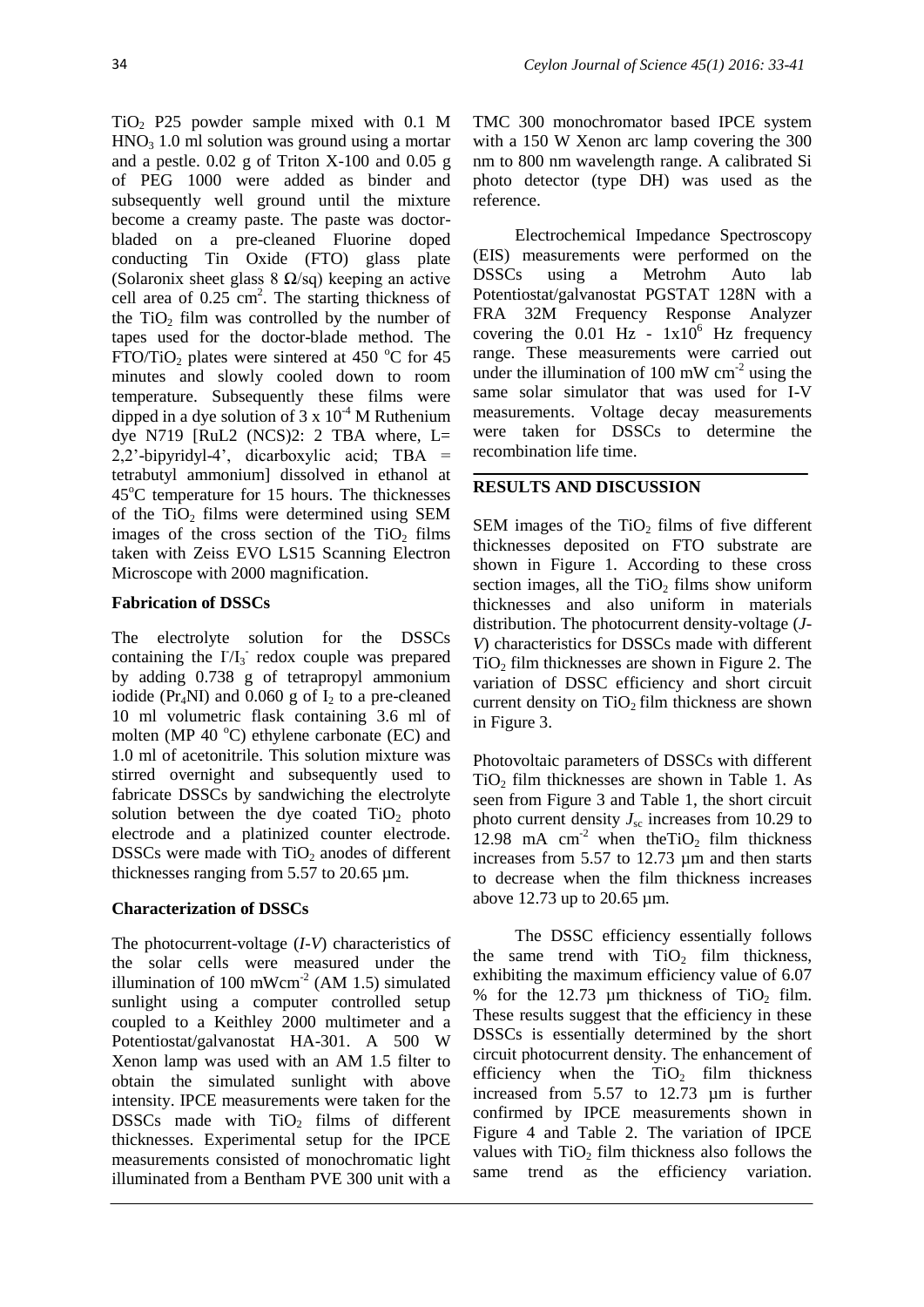$TiO_2$ P25 powder sample mixed with 0.1 M $HNO_3$ 1.0 ml solution was ground using a mortar and a pestle. 0.02 g of Triton X-100 and 0.05 g of PEG 1000 were added as binder and subsequently well ground until the mixture become a creamy paste. The paste was doctor-bladed on a pre-cleaned Fluorine doped conducting Tin Oxide (FTO) glass plate (Solaronix sheet glass 8 Ω/sq) keeping an active cell area of 0.25 $cm^2$. The starting thickness of the $TiO_2$ film was controlled by the number of tapes used for the doctor-blade method. The FTO/$TiO_2$ plates were sintered at 450 °C for 45 minutes and slowly cooled down to room temperature. Subsequently these films were dipped in a dye solution of 3 x $10^{-4}$ M Ruthenium dye N719 [RuL2 (NCS)2: 2 TBA where, L= 2,2'-bipyridyl-4', dicarboxylic acid; TBA = tetrabutyl ammonium] dissolved in ethanol at 45°C temperature for 15 hours. The thicknesses of the $TiO_2$ films were determined using SEM images of the cross section of the $TiO_2$ films taken with Zeiss EVO LS15 Scanning Electron Microscope with 2000 magnification.

### Fabrication of DSSCs

The electrolyte solution for the DSSCs containing the $I^-/I_3^-$ redox couple was prepared by adding 0.738 g of tetrapropyl ammonium iodide ($Pr_4NI$) and 0.060 g of $I_2$ to a pre-cleaned 10 ml volumetric flask containing 3.6 ml of molten (MP 40 °C) ethylene carbonate (EC) and 1.0 ml of acetonitrile. This solution mixture was stirred overnight and subsequently used to fabricate DSSCs by sandwiching the electrolyte solution between the dye coated $TiO_2$ photo electrode and a platinized counter electrode. DSSCs were made with $TiO_2$ anodes of different thicknesses ranging from 5.57 to 20.65 µm.

### Characterization of DSSCs

The photocurrent-voltage (*I-V*) characteristics of the solar cells were measured under the illumination of 100 mW$cm^{-2}$ (AM 1.5) simulated sunlight using a computer controlled setup coupled to a Keithley 2000 multimeter and a Potentiostat/galvanostat HA-301. A 500 W Xenon lamp was used with an AM 1.5 filter to obtain the simulated sunlight with above intensity. IPCE measurements were taken for the DSSCs made with $TiO_2$ films of different thicknesses. Experimental setup for the IPCE measurements consisted of monochromatic light illuminated from a Bentham PVE 300 unit with a TMC 300 monochromator based IPCE system with a 150 W Xenon arc lamp covering the 300 nm to 800 nm wavelength range. A calibrated Si photo detector (type DH) was used as the reference.

Electrochemical Impedance Spectroscopy (EIS) measurements were performed on the DSSCs using a Metrohm Auto lab Potentiostat/galvanostat PGSTAT 128N with a FRA 32M Frequency Response Analyzer covering the 0.01 Hz - $1x10^6$ Hz frequency range. These measurements were carried out under the illumination of 100 mW $cm^{-2}$ using the same solar simulator that was used for I-V measurements. Voltage decay measurements were taken for DSSCs to determine the recombination life time.

## RESULTS AND DISCUSSION

SEM images of the $TiO_2$ films of five different thicknesses deposited on FTO substrate are shown in Figure 1. According to these cross section images, all the $TiO_2$ films show uniform thicknesses and also uniform in materials distribution. The photocurrent density-voltage (*J-V*) characteristics for DSSCs made with different $TiO_2$ film thicknesses are shown in Figure 2. The variation of DSSC efficiency and short circuit current density on $TiO_2$ film thickness are shown in Figure 3.

Photovoltaic parameters of DSSCs with different $TiO_2$ film thicknesses are shown in Table 1. As seen from Figure 3 and Table 1, the short circuit photo current density $J_{sc}$ increases from 10.29 to 12.98 mA $cm^{-2}$ when the$TiO_2$ film thickness increases from 5.57 to 12.73 µm and then starts to decrease when the film thickness increases above 12.73 up to 20.65 µm.

The DSSC efficiency essentially follows the same trend with $TiO_2$ film thickness, exhibiting the maximum efficiency value of 6.07 % for the 12.73 µm thickness of $TiO_2$ film. These results suggest that the efficiency in these DSSCs is essentially determined by the short circuit photocurrent density. The enhancement of efficiency when the $TiO_2$ film thickness increased from 5.57 to 12.73 µm is further confirmed by IPCE measurements shown in Figure 4 and Table 2. The variation of IPCE values with $TiO_2$ film thickness also follows the same trend as the efficiency variation.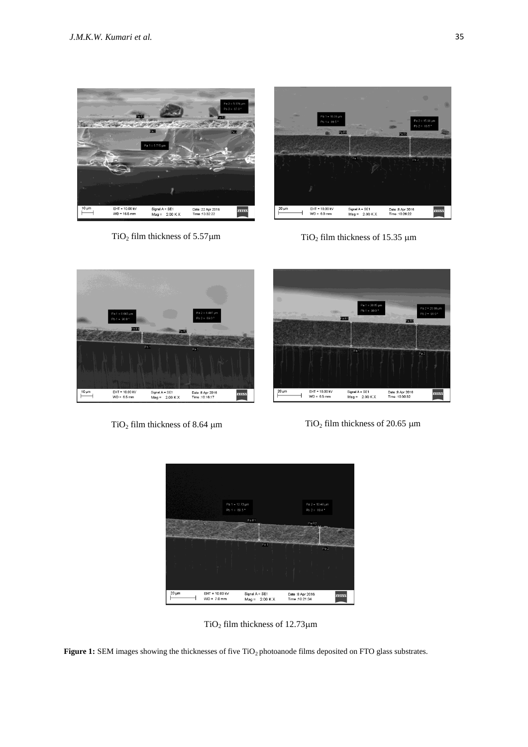$TiO_2$ film thickness of 5.57μm

$TiO_2$ film thickness of 15.35 μm

$TiO_2$ film thickness of 8.64 μm

$TiO_2$ film thickness of 20.65 μm

$TiO_2$ film thickness of 12.73μm

**Figure 1:** SEM images showing the thicknesses of five $TiO_2$ photoanode films deposited on FTO glass substrates.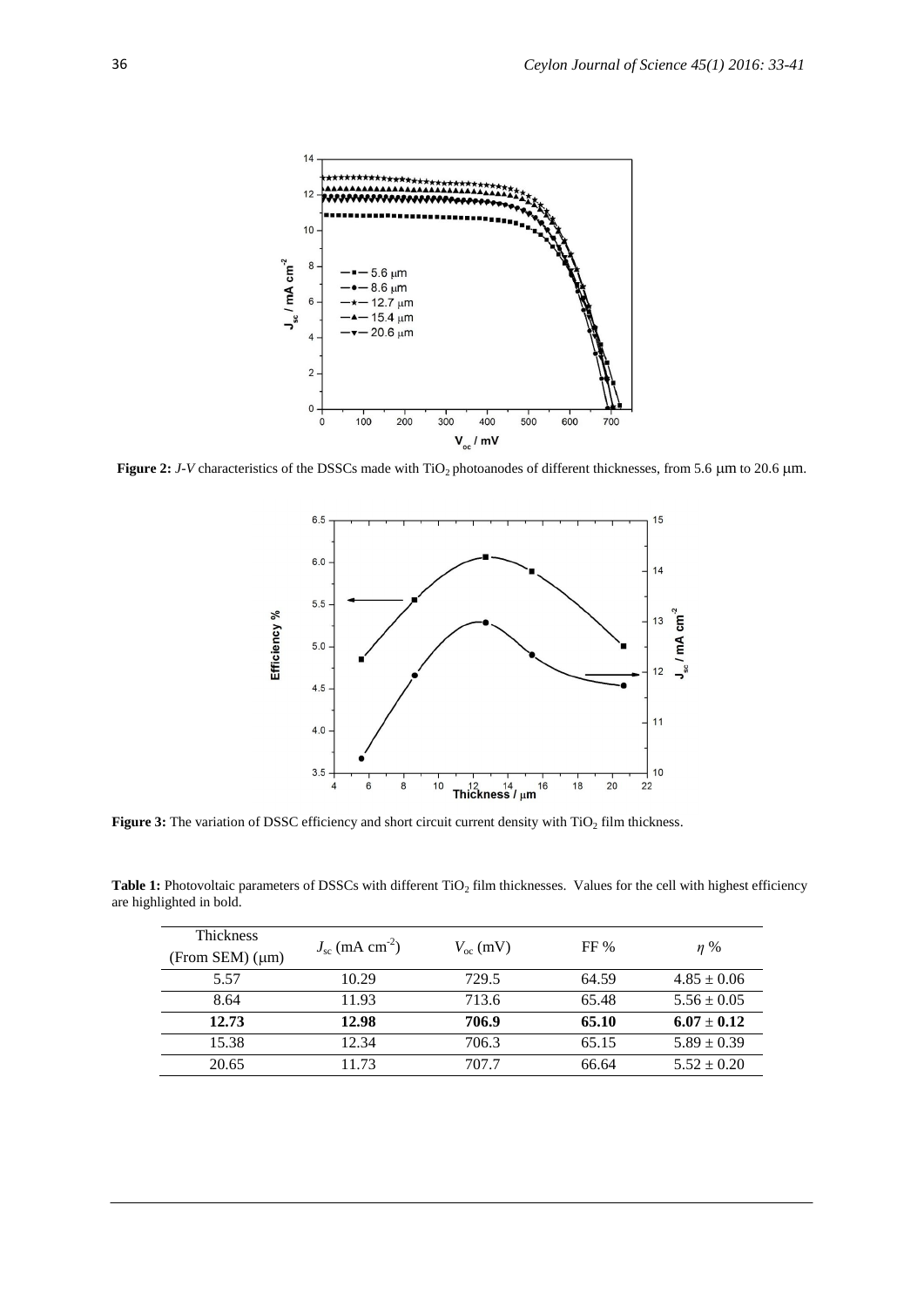**Figure 2:** *J-V* characteristics of the DSSCs made with $TiO_2$ photoanodes of different thicknesses, from 5.6 μm to 20.6 μm.

**Figure 3:** The variation of DSSC efficiency and short circuit current density with $TiO_2$ film thickness.

**Table 1:** Photovoltaic parameters of DSSCs with different $TiO_2$ film thicknesses. Values for the cell with highest efficiency are highlighted in bold.

| Thickness (From SEM) (μm) | $J_{sc}$ (mA cm$^{-2}$) | $V_{oc}$ (mV) | FF % | $\eta$ % |
|---|---|---|---|---|
| 5.57 | 10.29 | 729.5 | 64.59 | 4.85 ± 0.06 |
| 8.64 | 11.93 | 713.6 | 65.48 | 5.56 ± 0.05 |
| **12.73** | **12.98** | **706.9** | **65.10** | **6.07 ± 0.12** |
| 15.38 | 12.34 | 706.3 | 65.15 | 5.89 ± 0.39 |
| 20.65 | 11.73 | 707.7 | 66.64 | 5.52 ± 0.20 |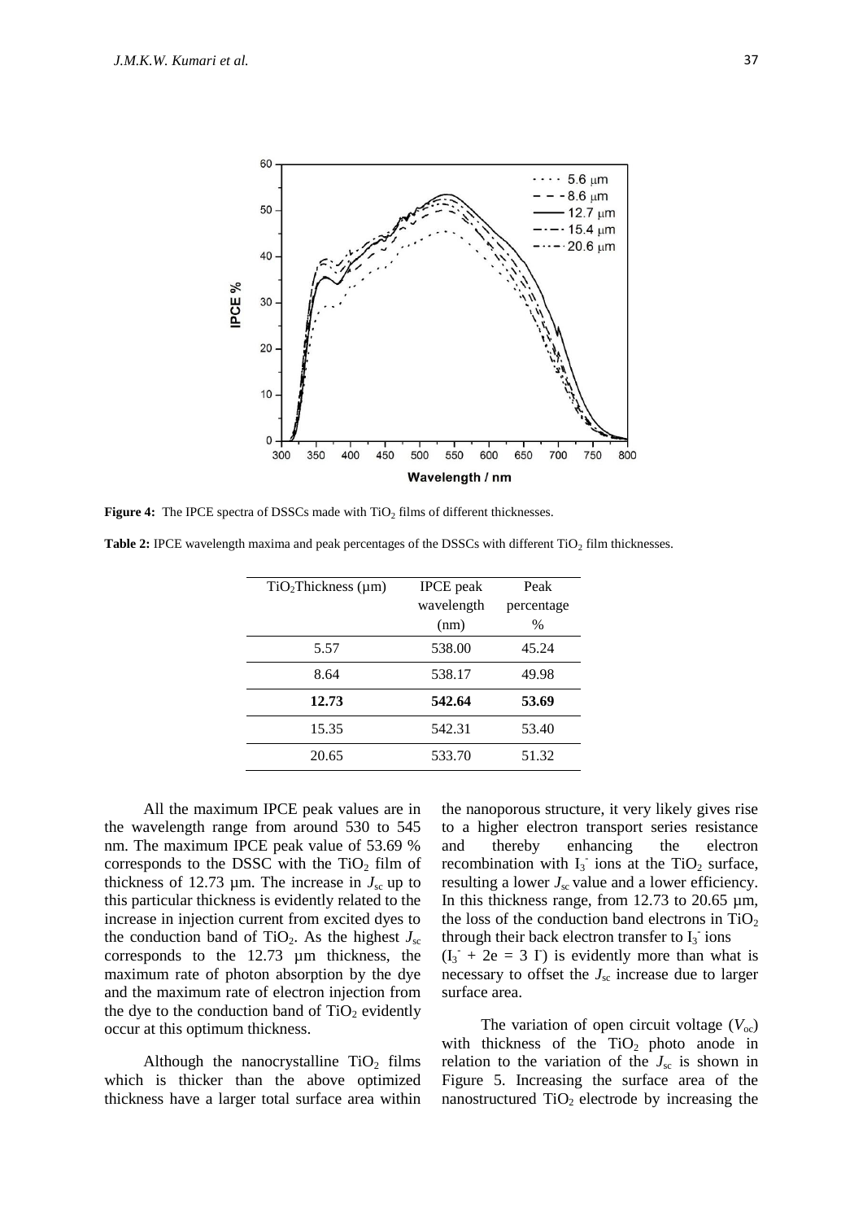**Figure 4:** The IPCE spectra of DSSCs made with $TiO_2$ films of different thicknesses.

**Table 2:** IPCE wavelength maxima and peak percentages of the DSSCs with different $TiO_2$ film thicknesses.

| $TiO_2$Thickness (µm) | IPCE peak wavelength (nm) | Peak percentage % |
|---|---|---|
| 5.57 | 538.00 | 45.24 |
| 8.64 | 538.17 | 49.98 |
| **12.73** | **542.64** | **53.69** |
| 15.35 | 542.31 | 53.40 |
| 20.65 | 533.70 | 51.32 |

All the maximum IPCE peak values are in the wavelength range from around 530 to 545 nm. The maximum IPCE peak value of 53.69 % corresponds to the DSSC with the $TiO_2$ film of thickness of 12.73 µm. The increase in $J_{sc}$ up to this particular thickness is evidently related to the increase in injection current from excited dyes to the conduction band of $TiO_2$. As the highest $J_{sc}$ corresponds to the 12.73 µm thickness, the maximum rate of photon absorption by the dye and the maximum rate of electron injection from the dye to the conduction band of $TiO_2$ evidently occur at this optimum thickness.

Although the nanocrystalline $TiO_2$ films which is thicker than the above optimized thickness have a larger total surface area within the nanoporous structure, it very likely gives rise to a higher electron transport series resistance and thereby enhancing the electron recombination with $I_3^-$ ions at the $TiO_2$ surface, resulting a lower $J_{sc}$ value and a lower efficiency. In this thickness range, from 12.73 to 20.65 µm, the loss of the conduction band electrons in $TiO_2$ through their back electron transfer to $I_3^-$ ions ($I_3^- + 2e = 3\ I^-$) is evidently more than what is necessary to offset the $J_{sc}$ increase due to larger surface area.

The variation of open circuit voltage ($V_{oc}$) with thickness of the $TiO_2$ photo anode in relation to the variation of the $J_{sc}$ is shown in Figure 5. Increasing the surface area of the nanostructured $TiO_2$ electrode by increasing the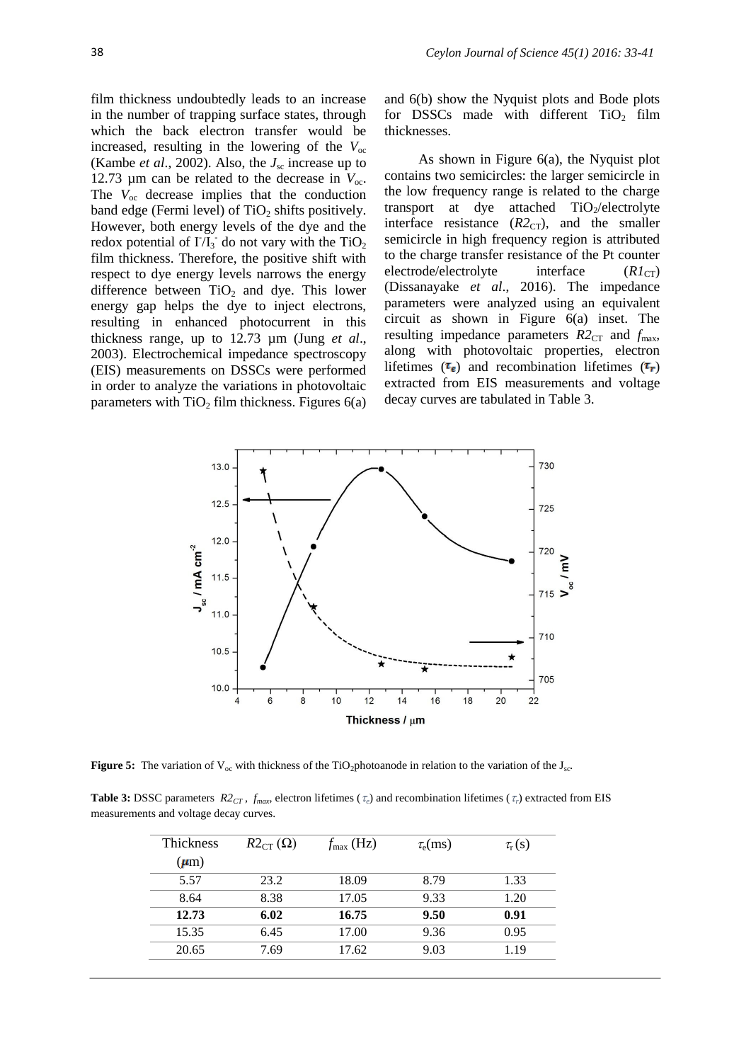film thickness undoubtedly leads to an increase in the number of trapping surface states, through which the back electron transfer would be increased, resulting in the lowering of the $V_{oc}$ (Kambe *et al*., 2002). Also, the $J_{sc}$ increase up to 12.73 µm can be related to the decrease in $V_{oc}$. The $V_{oc}$ decrease implies that the conduction band edge (Fermi level) of $TiO_2$ shifts positively. However, both energy levels of the dye and the redox potential of $I^-/I_3^-$ do not vary with the $TiO_2$ film thickness. Therefore, the positive shift with respect to dye energy levels narrows the energy difference between $TiO_2$ and dye. This lower energy gap helps the dye to inject electrons, resulting in enhanced photocurrent in this thickness range, up to 12.73 µm (Jung *et al*., 2003). Electrochemical impedance spectroscopy (EIS) measurements on DSSCs were performed in order to analyze the variations in photovoltaic parameters with $TiO_2$ film thickness. Figures 6(a) and 6(b) show the Nyquist plots and Bode plots for DSSCs made with different $TiO_2$ film thicknesses.

As shown in Figure 6(a), the Nyquist plot contains two semicircles: the larger semicircle in the low frequency range is related to the charge transport at dye attached $TiO_2$/electrolyte interface resistance ($R2_{CT}$), and the smaller semicircle in high frequency region is attributed to the charge transfer resistance of the Pt counter electrode/electrolyte interface ($R1_{CT}$) (Dissanayake *et al*., 2016). The impedance parameters were analyzed using an equivalent circuit as shown in Figure 6(a) inset. The resulting impedance parameters $R2_{CT}$ and $f_{max}$, along with photovoltaic properties, electron lifetimes ($\tau_e$) and recombination lifetimes ($\tau_r$) extracted from EIS measurements and voltage decay curves are tabulated in Table 3.

**Figure 5:** The variation of $V_{oc}$ with thickness of the $TiO_2$photoanode in relation to the variation of the $J_{sc}$.

**Table 3:** DSSC parameters $R2_{CT}$, $f_{max}$, electron lifetimes ($\tau_e$) and recombination lifetimes ($\tau_r$) extracted from EIS measurements and voltage decay curves.

| Thickness (µm) | $R2_{CT}$ (Ω) | $f_{max}$ (Hz) | $\tau_e$(ms) | $\tau_r$ (s) |
|---|---|---|---|---|
| 5.57 | 23.2 | 18.09 | 8.79 | 1.33 |
| 8.64 | 8.38 | 17.05 | 9.33 | 1.20 |
| **12.73** | **6.02** | **16.75** | **9.50** | **0.91** |
| 15.35 | 6.45 | 17.00 | 9.36 | 0.95 |
| 20.65 | 7.69 | 17.62 | 9.03 | 1.19 |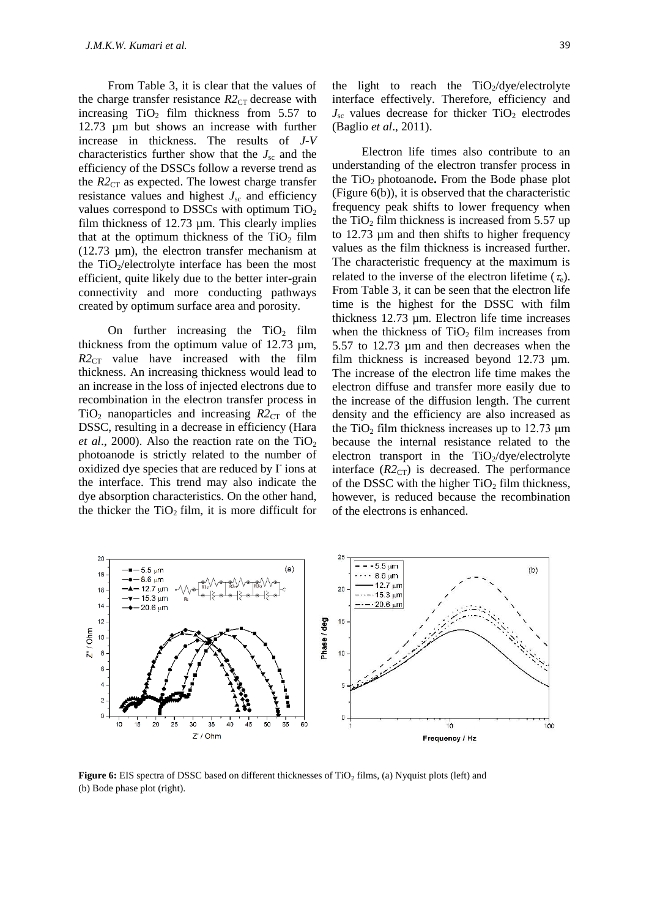From Table 3, it is clear that the values of the charge transfer resistance $R2_{CT}$ decrease with increasing $TiO_2$ film thickness from 5.57 to 12.73 µm but shows an increase with further increase in thickness. The results of *J-V* characteristics further show that the $J_{sc}$ and the efficiency of the DSSCs follow a reverse trend as the $R2_{CT}$ as expected. The lowest charge transfer resistance values and highest $J_{sc}$ and efficiency values correspond to DSSCs with optimum $TiO_2$ film thickness of 12.73 µm. This clearly implies that at the optimum thickness of the $TiO_2$ film (12.73 µm), the electron transfer mechanism at the $TiO_2$/electrolyte interface has been the most efficient, quite likely due to the better inter-grain connectivity and more conducting pathways created by optimum surface area and porosity.

On further increasing the $TiO_2$ film thickness from the optimum value of 12.73 µm, $R2_{CT}$ value have increased with the film thickness. An increasing thickness would lead to an increase in the loss of injected electrons due to recombination in the electron transfer process in $TiO_2$ nanoparticles and increasing $R2_{CT}$ of the DSSC, resulting in a decrease in efficiency (Hara *et al*., 2000). Also the reaction rate on the $TiO_2$ photoanode is strictly related to the number of oxidized dye species that are reduced by $I^-$ ions at the interface. This trend may also indicate the dye absorption characteristics. On the other hand, the thicker the $TiO_2$ film, it is more difficult for the light to reach the $TiO_2$/dye/electrolyte interface effectively. Therefore, efficiency and $J_{sc}$ values decrease for thicker $TiO_2$ electrodes (Baglio *et al*., 2011).

Electron life times also contribute to an understanding of the electron transfer process in the $TiO_2$ photoanode**.** From the Bode phase plot (Figure 6(b)), it is observed that the characteristic frequency peak shifts to lower frequency when the $TiO_2$ film thickness is increased from 5.57 up to 12.73 µm and then shifts to higher frequency values as the film thickness is increased further. The characteristic frequency at the maximum is related to the inverse of the electron lifetime ($\tau_e$). From Table 3, it can be seen that the electron life time is the highest for the DSSC with film thickness 12.73 µm. Electron life time increases when the thickness of $TiO_2$ film increases from 5.57 to 12.73 µm and then decreases when the film thickness is increased beyond 12.73 µm. The increase of the electron life time makes the electron diffuse and transfer more easily due to the increase of the diffusion length. The current density and the efficiency are also increased as the $TiO_2$ film thickness increases up to 12.73 µm because the internal resistance related to the electron transport in the $TiO_2$/dye/electrolyte interface ($R2_{CT}$) is decreased. The performance of the DSSC with the higher $TiO_2$ film thickness, however, is reduced because the recombination of the electrons is enhanced.

**Figure 6:** EIS spectra of DSSC based on different thicknesses of $TiO_2$ films, (a) Nyquist plots (left) and (b) Bode phase plot (right).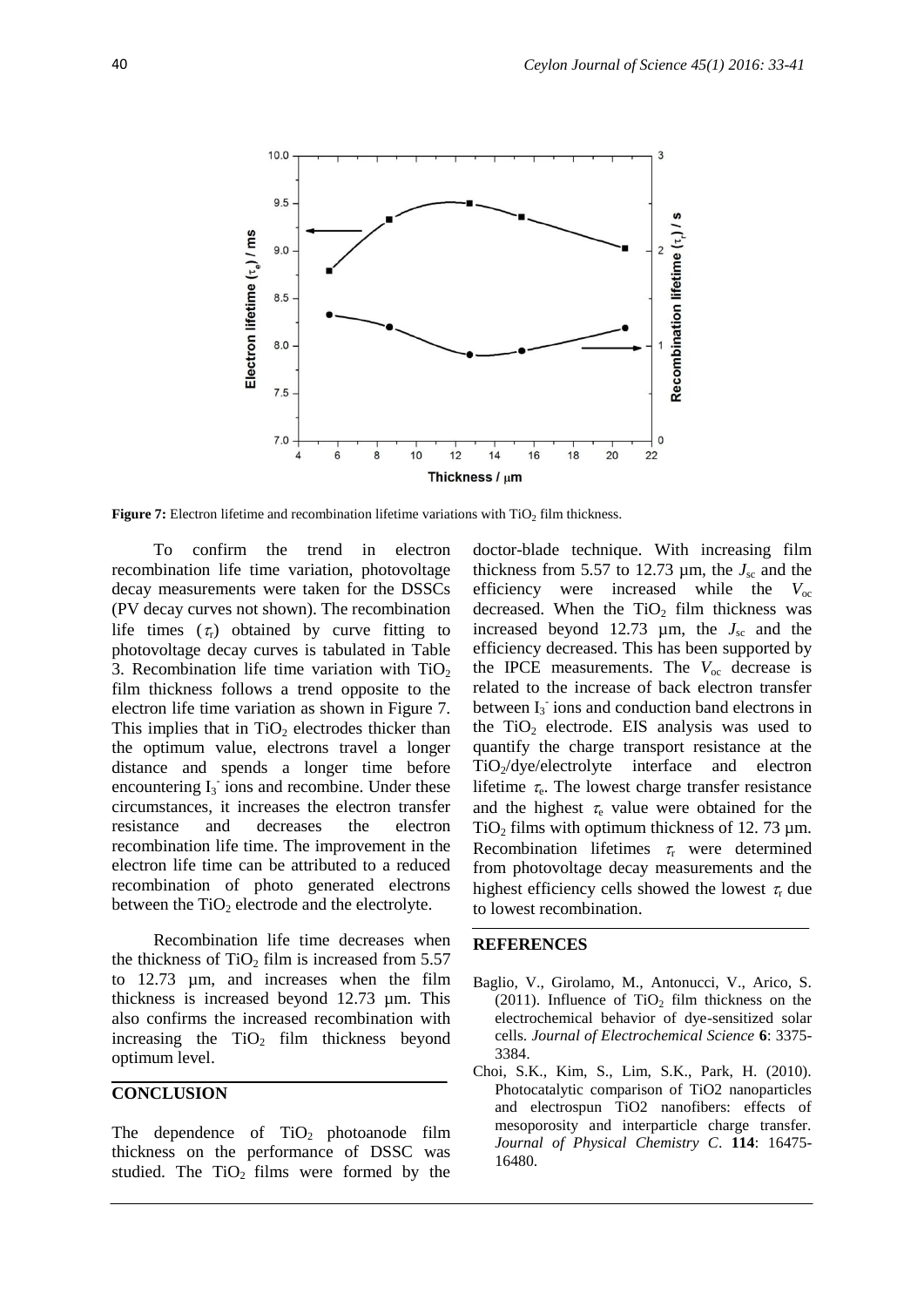**Figure 7:** Electron lifetime and recombination lifetime variations with $TiO_2$ film thickness.

To confirm the trend in electron recombination life time variation, photovoltage decay measurements were taken for the DSSCs (PV decay curves not shown). The recombination life times ($\tau_r$) obtained by curve fitting to photovoltage decay curves is tabulated in Table 3. Recombination life time variation with $TiO_2$ film thickness follows a trend opposite to the electron life time variation as shown in Figure 7. This implies that in $TiO_2$ electrodes thicker than the optimum value, electrons travel a longer distance and spends a longer time before encountering $I_3^-$ ions and recombine. Under these circumstances, it increases the electron transfer resistance and decreases the electron recombination life time. The improvement in the electron life time can be attributed to a reduced recombination of photo generated electrons between the $TiO_2$ electrode and the electrolyte.

Recombination life time decreases when the thickness of $TiO_2$ film is increased from 5.57 to 12.73 µm, and increases when the film thickness is increased beyond 12.73 µm. This also confirms the increased recombination with increasing the $TiO_2$ film thickness beyond optimum level.

## CONCLUSION

The dependence of $TiO_2$ photoanode film thickness on the performance of DSSC was studied. The $TiO_2$ films were formed by the doctor-blade technique. With increasing film thickness from 5.57 to 12.73 µm, the $J_{sc}$ and the efficiency were increased while the $V_{oc}$ decreased. When the $TiO_2$ film thickness was increased beyond 12.73 µm, the $J_{sc}$ and the efficiency decreased. This has been supported by the IPCE measurements. The $V_{oc}$ decrease is related to the increase of back electron transfer between $I_3^-$ ions and conduction band electrons in the $TiO_2$ electrode. EIS analysis was used to quantify the charge transport resistance at the $TiO_2$/dye/electrolyte interface and electron lifetime $\tau_e$. The lowest charge transfer resistance and the highest $\tau_e$ value were obtained for the $TiO_2$ films with optimum thickness of 12. 73 µm. Recombination lifetimes $\tau_r$ were determined from photovoltage decay measurements and the highest efficiency cells showed the lowest $\tau_r$ due to lowest recombination.

## REFERENCES

Baglio, V., Girolamo, M., Antonucci, V., Arico, S. (2011). Influence of $TiO_2$ film thickness on the electrochemical behavior of dye-sensitized solar cells. *Journal of Electrochemical Science* **6**: 3375-3384.

Choi, S.K., Kim, S., Lim, S.K., Park, H. (2010). Photocatalytic comparison of TiO2 nanoparticles and electrospun TiO2 nanofibers: effects of mesoporosity and interparticle charge transfer. *Journal of Physical Chemistry C*. **114**: 16475-16480.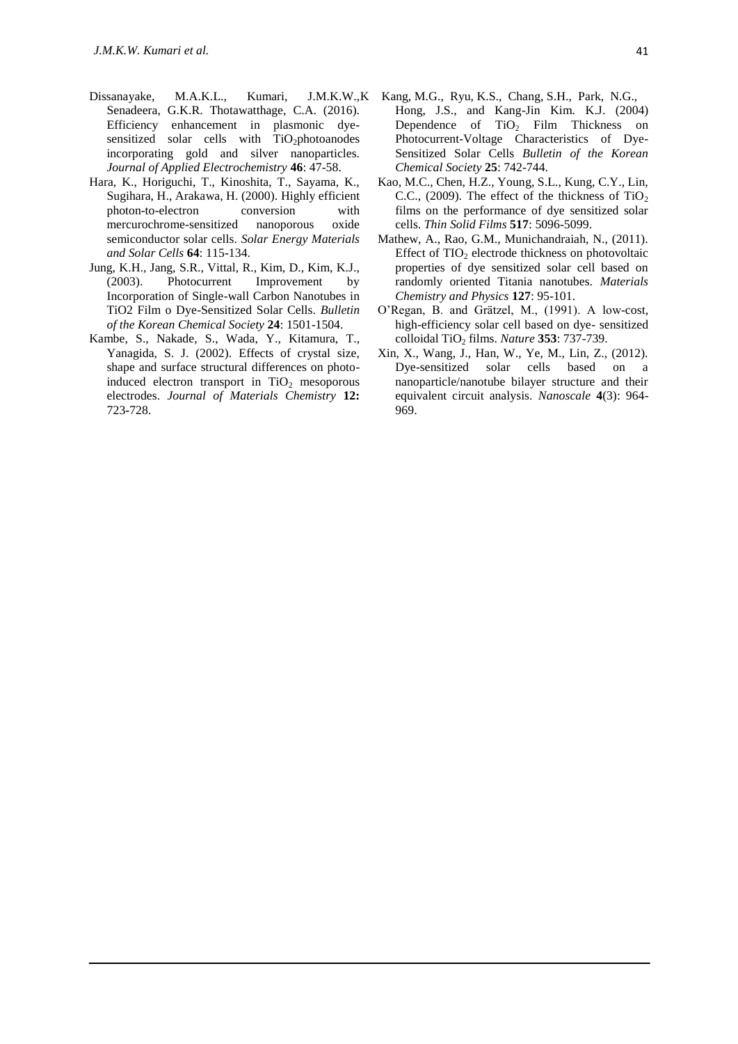Dissanayake, M.A.K.L., Kumari, J.M.K.W., Senadeera, G.K.R. Thotawatthage, C.A. (2016). Efficiency enhancement in plasmonic dye-sensitized solar cells with $TiO_2$photoanodes incorporating gold and silver nanoparticles. *Journal of Applied Electrochemistry* **46**: 47-58.

Hara, K., Horiguchi, T., Kinoshita, T., Sayama, K., Sugihara, H., Arakawa, H. (2000). Highly efficient photon-to-electron conversion with mercurochrome-sensitized nanoporous oxide semiconductor solar cells. *Solar Energy Materials and Solar Cells* **64**: 115-134.

Jung, K.H., Jang, S.R., Vittal, R., Kim, D., Kim, K.J., (2003). Photocurrent Improvement by Incorporation of Single-wall Carbon Nanotubes in TiO2 Film o Dye-Sensitized Solar Cells. *Bulletin of the Korean Chemical Society* **24**: 1501-1504.

Kambe, S., Nakade, S., Wada, Y., Kitamura, T., Yanagida, S. J. (2002). Effects of crystal size, shape and surface structural differences on photo-induced electron transport in $TiO_2$ mesoporous electrodes. *Journal of Materials Chemistry* **12:** 723-728.

Kang, M.G., Ryu, K.S., Chang, S.H., Park, N.G., Hong, J.S., and Kang-Jin Kim. K.J. (2004) Dependence of $TiO_2$ Film Thickness on Photocurrent-Voltage Characteristics of Dye-Sensitized Solar Cells *Bulletin of the Korean Chemical Society* **25**: 742-744.

Kao, M.C., Chen, H.Z., Young, S.L., Kung, C.Y., Lin, C.C., (2009). The effect of the thickness of $TiO_2$ films on the performance of dye sensitized solar cells. *Thin Solid Films* **517**: 5096-5099.

Mathew, A., Rao, G.M., Munichandraiah, N., (2011). Effect of $TIO_2$ electrode thickness on photovoltaic properties of dye sensitized solar cell based on randomly oriented Titania nanotubes. *Materials Chemistry and Physics* **127**: 95-101.

O'Regan, B. and Grätzel, M., (1991). A low-cost, high-efficiency solar cell based on dye- sensitized colloidal $TiO_2$ films. *Nature* **353**: 737-739.

Xin, X., Wang, J., Han, W., Ye, M., Lin, Z., (2012). Dye-sensitized solar cells based on a nanoparticle/nanotube bilayer structure and their equivalent circuit analysis. *Nanoscale* **4**(3): 964-969.